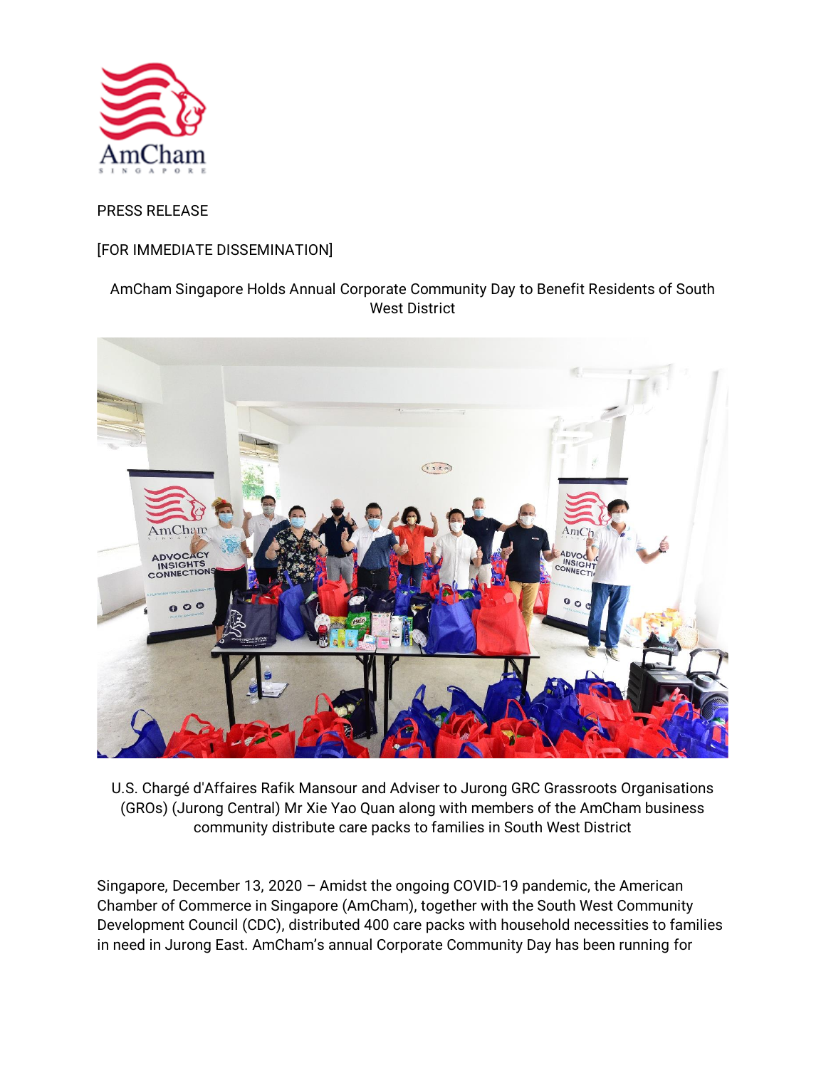PRESS RELEASE

[FOR IMMEDIATE DISSEMINATION]

# AmCham Singapore Holds Annual Corporate Community Day to Benefit Residents of South West District

U.S. Chargé d'Affaires Rafik Mansour and Adviser to Jurong GRC Grassroots Organisations (GROs) (Jurong Central) Mr Xie Yao Quan along with members of the AmCham business community distribute care packs to families in South West District

Singapore, December 13, 2020 – Amidst the ongoing COVID-19 pandemic, the American Chamber of Commerce in Singapore (AmCham), together with the South West Community Development Council (CDC), distributed 400 care packs with household necessities to families in need in Jurong East. AmCham's annual Corporate Community Day has been running for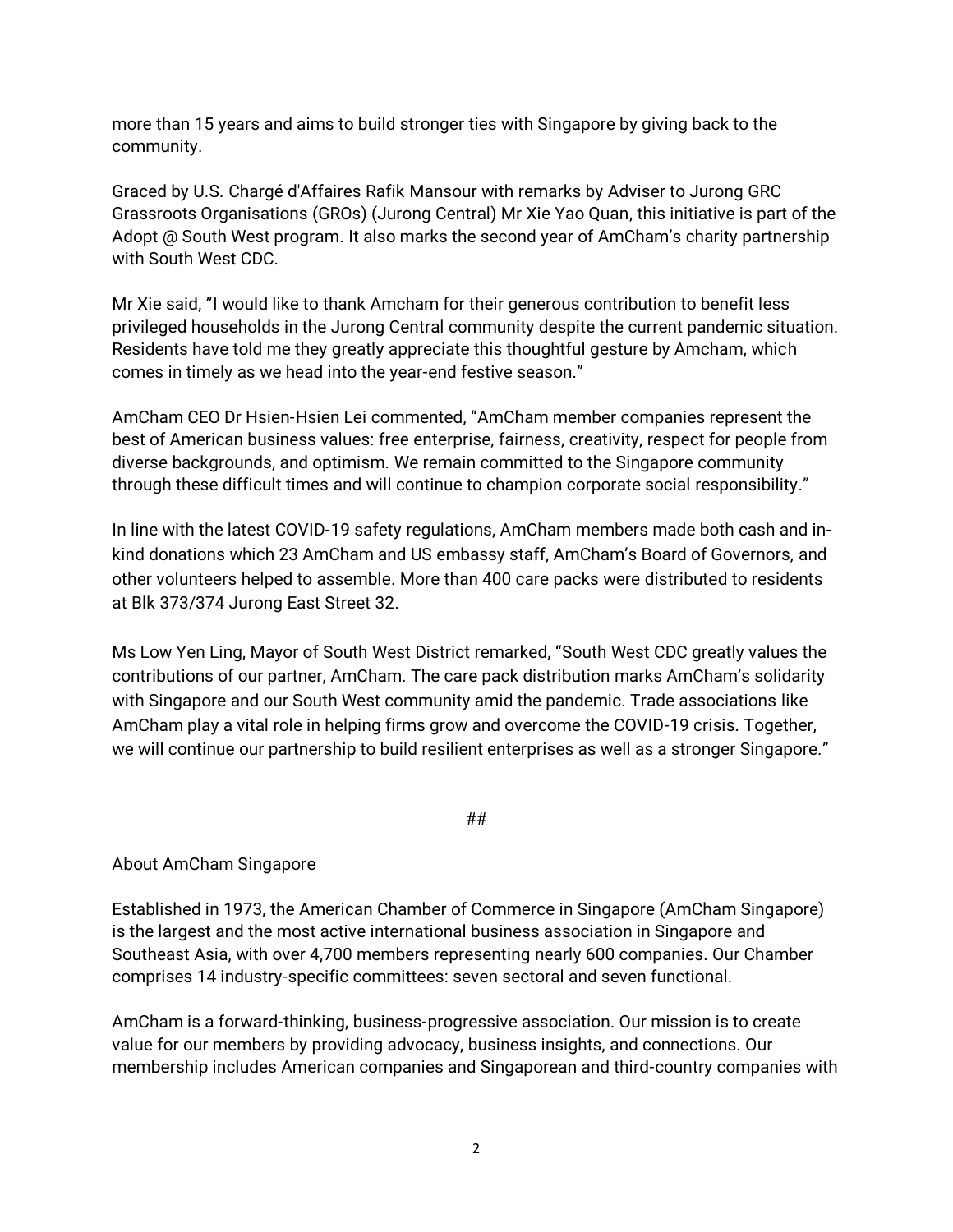more than 15 years and aims to build stronger ties with Singapore by giving back to the community.

Graced by U.S. Chargé d'Affaires Rafik Mansour with remarks by Adviser to Jurong GRC Grassroots Organisations (GROs) (Jurong Central) Mr Xie Yao Quan, this initiative is part of the Adopt @ South West program. It also marks the second year of AmCham's charity partnership with South West CDC.

Mr Xie said, "I would like to thank Amcham for their generous contribution to benefit less privileged households in the Jurong Central community despite the current pandemic situation. Residents have told me they greatly appreciate this thoughtful gesture by Amcham, which comes in timely as we head into the year-end festive season."

AmCham CEO Dr Hsien-Hsien Lei commented, "AmCham member companies represent the best of American business values: free enterprise, fairness, creativity, respect for people from diverse backgrounds, and optimism. We remain committed to the Singapore community through these difficult times and will continue to champion corporate social responsibility."

In line with the latest COVID-19 safety regulations, AmCham members made both cash and in-kind donations which 23 AmCham and US embassy staff, AmCham's Board of Governors, and other volunteers helped to assemble. More than 400 care packs were distributed to residents at Blk 373/374 Jurong East Street 32.

Ms Low Yen Ling, Mayor of South West District remarked, "South West CDC greatly values the contributions of our partner, AmCham. The care pack distribution marks AmCham's solidarity with Singapore and our South West community amid the pandemic. Trade associations like AmCham play a vital role in helping firms grow and overcome the COVID-19 crisis. Together, we will continue our partnership to build resilient enterprises as well as a stronger Singapore."

##

About AmCham Singapore

Established in 1973, the American Chamber of Commerce in Singapore (AmCham Singapore) is the largest and the most active international business association in Singapore and Southeast Asia, with over 4,700 members representing nearly 600 companies. Our Chamber comprises 14 industry-specific committees: seven sectoral and seven functional.

AmCham is a forward-thinking, business-progressive association. Our mission is to create value for our members by providing advocacy, business insights, and connections. Our membership includes American companies and Singaporean and third-country companies with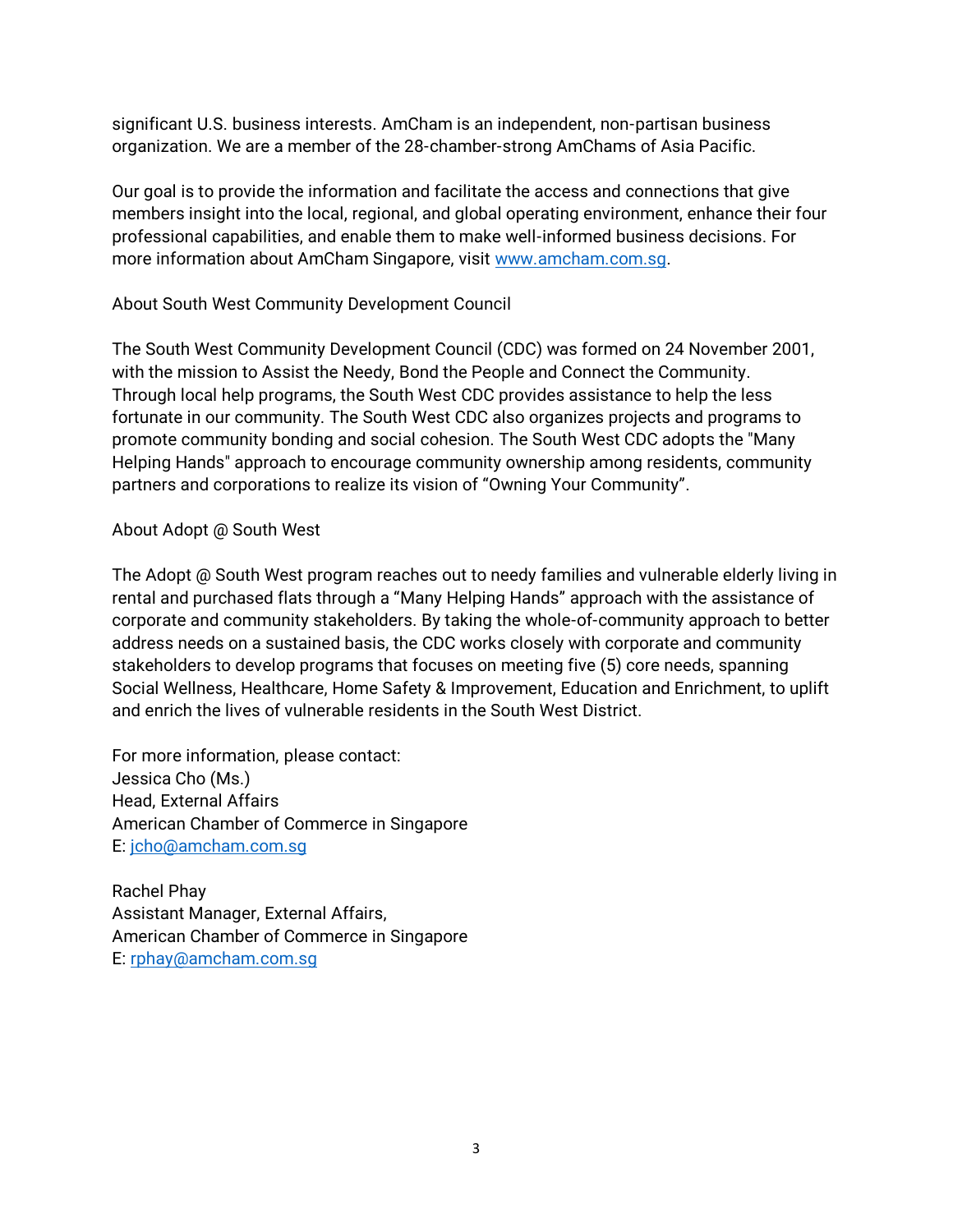significant U.S. business interests. AmCham is an independent, non-partisan business organization. We are a member of the 28-chamber-strong AmChams of Asia Pacific.

Our goal is to provide the information and facilitate the access and connections that give members insight into the local, regional, and global operating environment, enhance their four professional capabilities, and enable them to make well-informed business decisions. For more information about AmCham Singapore, visit [www.amcham.com.sg](http://www.amcham.com.sg).

About South West Community Development Council

The South West Community Development Council (CDC) was formed on 24 November 2001, with the mission to Assist the Needy, Bond the People and Connect the Community. Through local help programs, the South West CDC provides assistance to help the less fortunate in our community. The South West CDC also organizes projects and programs to promote community bonding and social cohesion. The South West CDC adopts the "Many Helping Hands" approach to encourage community ownership among residents, community partners and corporations to realize its vision of “Owning Your Community”.

About Adopt @ South West

The Adopt @ South West program reaches out to needy families and vulnerable elderly living in rental and purchased flats through a “Many Helping Hands” approach with the assistance of corporate and community stakeholders. By taking the whole-of-community approach to better address needs on a sustained basis, the CDC works closely with corporate and community stakeholders to develop programs that focuses on meeting five (5) core needs, spanning Social Wellness, Healthcare, Home Safety & Improvement, Education and Enrichment, to uplift and enrich the lives of vulnerable residents in the South West District.

For more information, please contact:
Jessica Cho (Ms.)
Head, External Affairs
American Chamber of Commerce in Singapore
E: [jcho@amcham.com.sg](mailto:jcho@amcham.com.sg)

Rachel Phay
Assistant Manager, External Affairs,
American Chamber of Commerce in Singapore
E: [rphay@amcham.com.sg](mailto:rphay@amcham.com.sg)